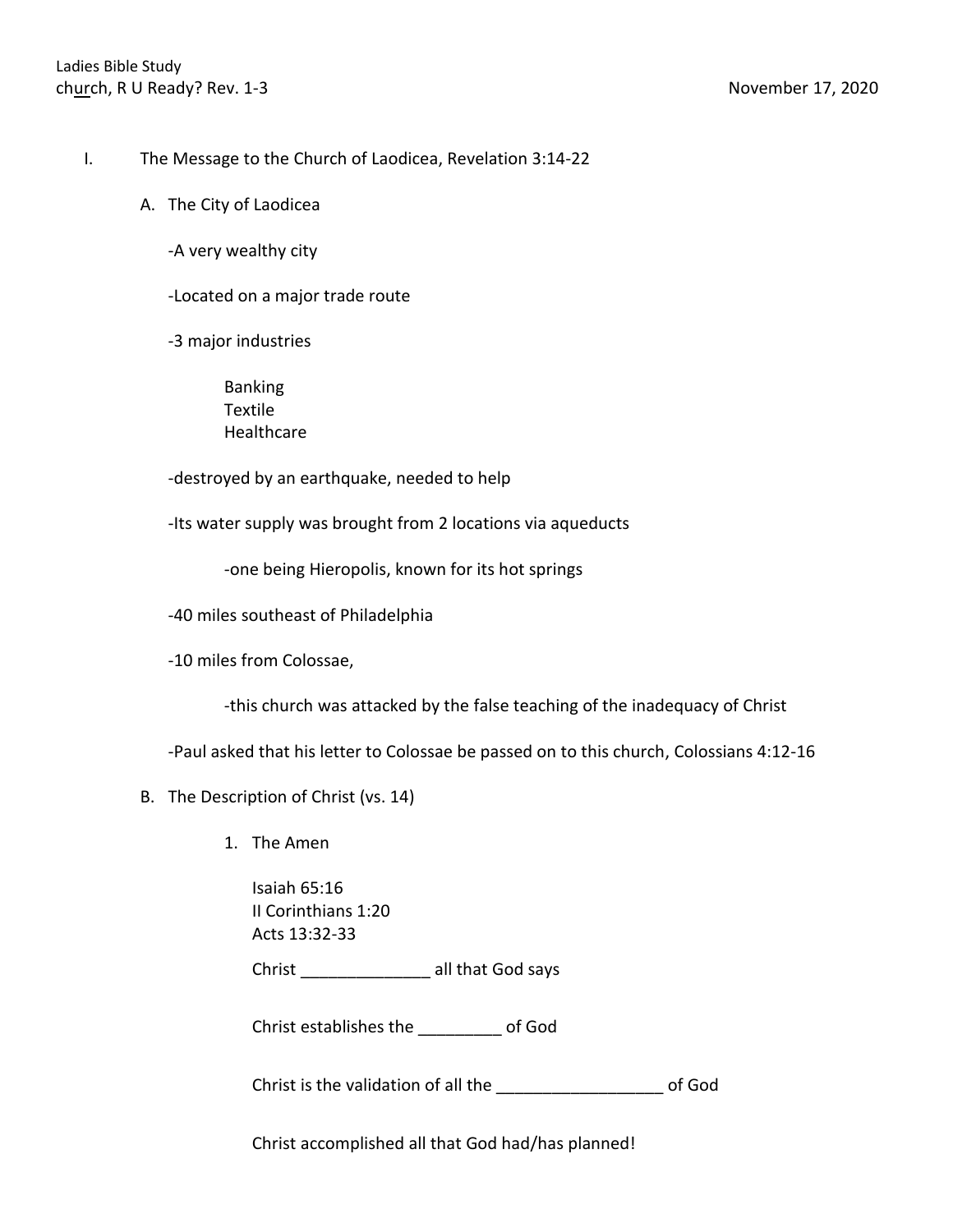Ladies Bible Study

ch<u>ur</u>ch, R U Ready? Rev. 1-3 November 17, 2020

I. The Message to the Church of Laodicea, Revelation 3:14-22

A. The City of Laodicea

-A very wealthy city

-Located on a major trade route

-3 major industries

Banking
Textile
Healthcare

-destroyed by an earthquake, needed to help

-Its water supply was brought from 2 locations via aqueducts

-one being Hieropolis, known for its hot springs

-40 miles southeast of Philadelphia

-10 miles from Colossae,

-this church was attacked by the false teaching of the inadequacy of Christ

-Paul asked that his letter to Colossae be passed on to this church, Colossians 4:12-16

B. The Description of Christ (vs. 14)

1. The Amen

Isaiah 65:16
II Corinthians 1:20
Acts 13:32-33

Christ ______________ all that God says

Christ establishes the _________ of God

Christ is the validation of all the __________________ of God

Christ accomplished all that God had/has planned!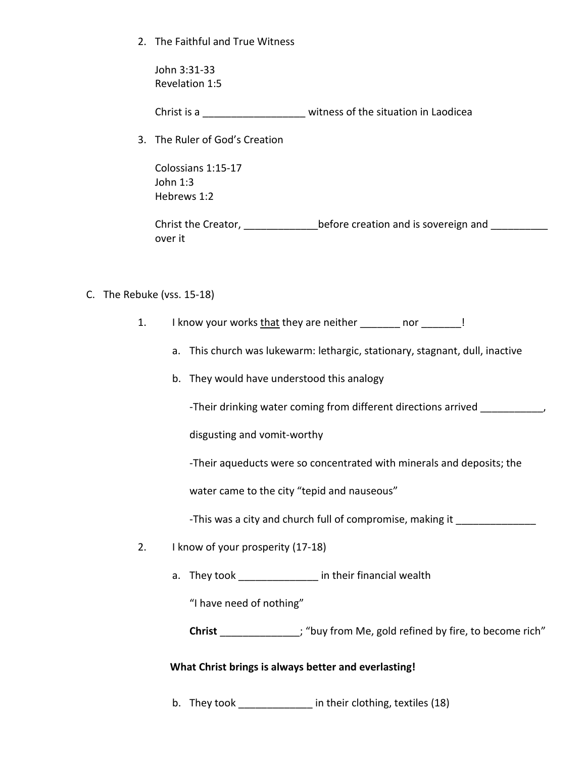2. The Faithful and True Witness

   John 3:31-33
   Revelation 1:5

   Christ is a __________________ witness of the situation in Laodicea

3. The Ruler of God's Creation

   Colossians 1:15-17
   John 1:3
   Hebrews 1:2

   Christ the Creator, _____________before creation and is sovereign and __________ over it

C. The Rebuke (vss. 15-18)

1. I know your works <u>that</u> they are neither _______ nor _______!

   a. This church was lukewarm: lethargic, stationary, stagnant, dull, inactive

   b. They would have understood this analogy

      -Their drinking water coming from different directions arrived ___________, disgusting and vomit-worthy

      -Their aqueducts were so concentrated with minerals and deposits; the water came to the city "tepid and nauseous"

      -This was a city and church full of compromise, making it ______________

2. I know of your prosperity (17-18)

   a. They took ______________ in their financial wealth

      "I have need of nothing"

      **Christ** ______________; "buy from Me, gold refined by fire, to become rich"

   **What Christ brings is always better and everlasting!**

   b. They took _____________ in their clothing, textiles (18)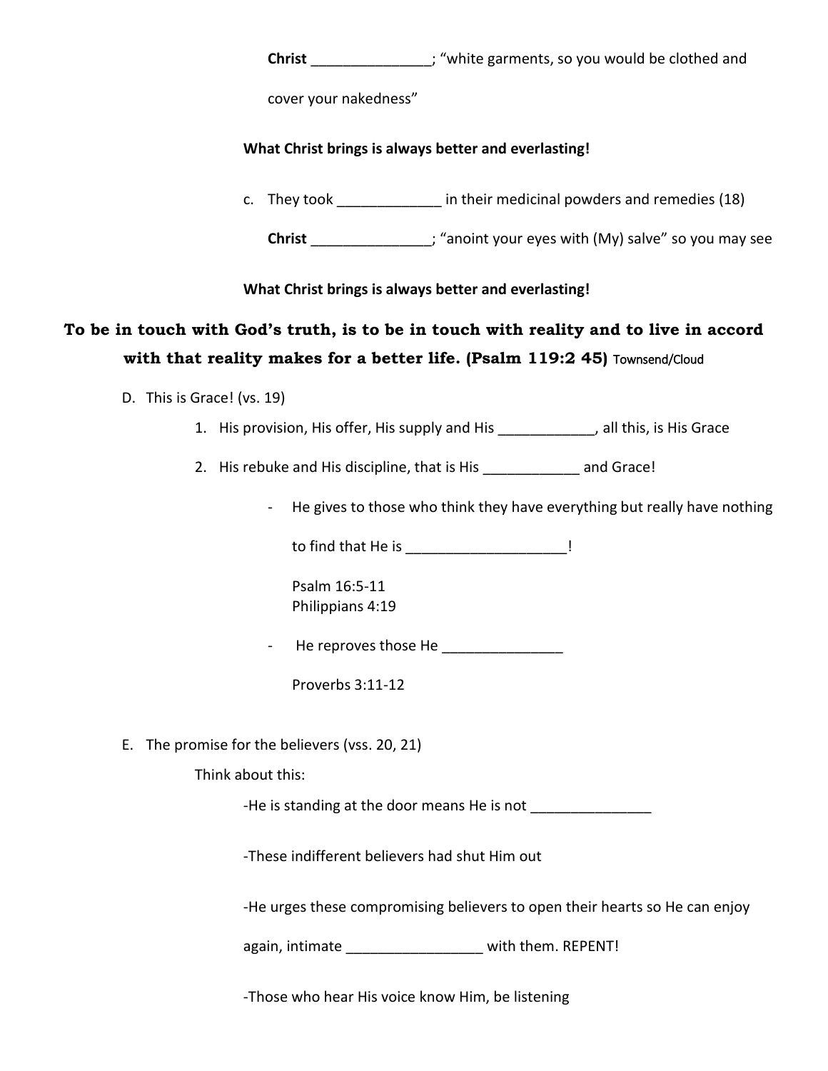**Christ** _______________; "white garments, so you would be clothed and cover your nakedness"

**What Christ brings is always better and everlasting!**

c. They took _____________ in their medicinal powders and remedies (18)

   **Christ** _______________; "anoint your eyes with (My) salve" so you may see

**What Christ brings is always better and everlasting!**

**To be in touch with God's truth, is to be in touch with reality and to live in accord with that reality makes for a better life. (Psalm 119:2 45)** Townsend/Cloud

D. This is Grace! (vs. 19)

   1. His provision, His offer, His supply and His ____________, all this, is His Grace
   2. His rebuke and His discipline, that is His ____________ and Grace!

      - He gives to those who think they have everything but really have nothing to find that He is ____________________!

        Psalm 16:5-11
        Philippians 4:19

      - He reproves those He _______________

        Proverbs 3:11-12

E. The promise for the believers (vss. 20, 21)

   Think about this:

   -He is standing at the door means He is not _______________

   -These indifferent believers had shut Him out

   -He urges these compromising believers to open their hearts so He can enjoy again, intimate _________________ with them. REPENT!

   -Those who hear His voice know Him, be listening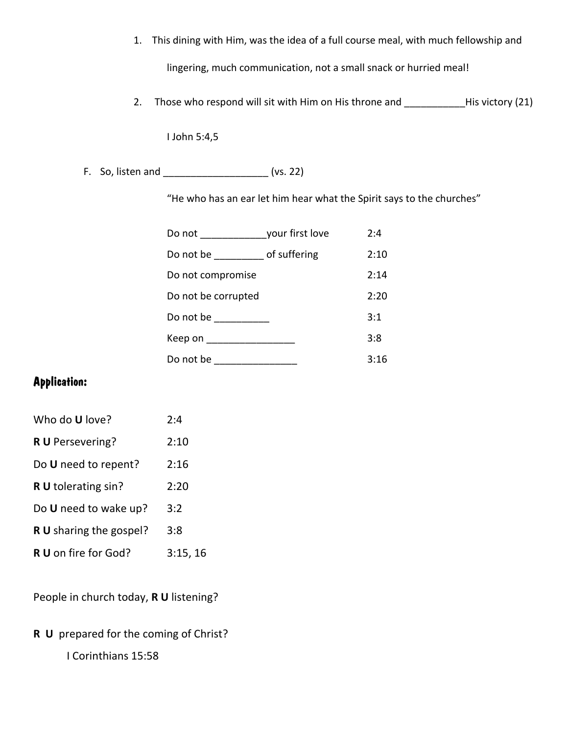1. This dining with Him, was the idea of a full course meal, with much fellowship and lingering, much communication, not a small snack or hurried meal!

2. Those who respond will sit with Him on His throne and ___________His victory (21)

   I John 5:4,5

F. So, listen and ___________________ (vs. 22)

   "He who has an ear let him hear what the Spirit says to the churches"

| | |
|---|---|
| Do not ____________your first love | 2:4 |
| Do not be _________ of suffering | 2:10 |
| Do not compromise | 2:14 |
| Do not be corrupted | 2:20 |
| Do not be __________ | 3:1 |
| Keep on ________________ | 3:8 |
| Do not be _______________ | 3:16 |

## Application:

| | |
|---|---|
| Who do **U** love? | 2:4 |
| **R U** Persevering? | 2:10 |
| Do **U** need to repent? | 2:16 |
| **R U** tolerating sin? | 2:20 |
| Do **U** need to wake up? | 3:2 |
| **R U** sharing the gospel? | 3:8 |
| **R U** on fire for God? | 3:15, 16 |

People in church today, **R U** listening?

**R U** prepared for the coming of Christ?

I Corinthians 15:58